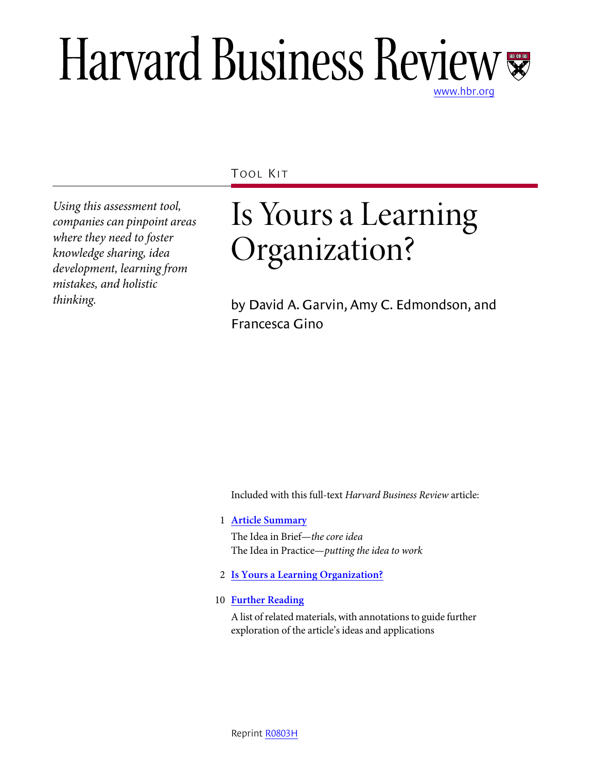# Harvard Business Review

www.hbr.org

TOOL KIT

*Using this assessment tool, companies can pinpoint areas where they need to foster knowledge sharing, idea development, learning from mistakes, and holistic thinking.*

# Is Yours a Learning Organization?

by David A. Garvin, Amy C. Edmondson, and Francesca Gino

Included with this full-text *Harvard Business Review* article:

1 **Article Summary**

The Idea in Brief—*the core idea*

The Idea in Practice—*putting the idea to work*

2 **Is Yours a Learning Organization?**

10 **Further Reading**

A list of related materials, with annotations to guide further exploration of the article's ideas and applications

Reprint R0803H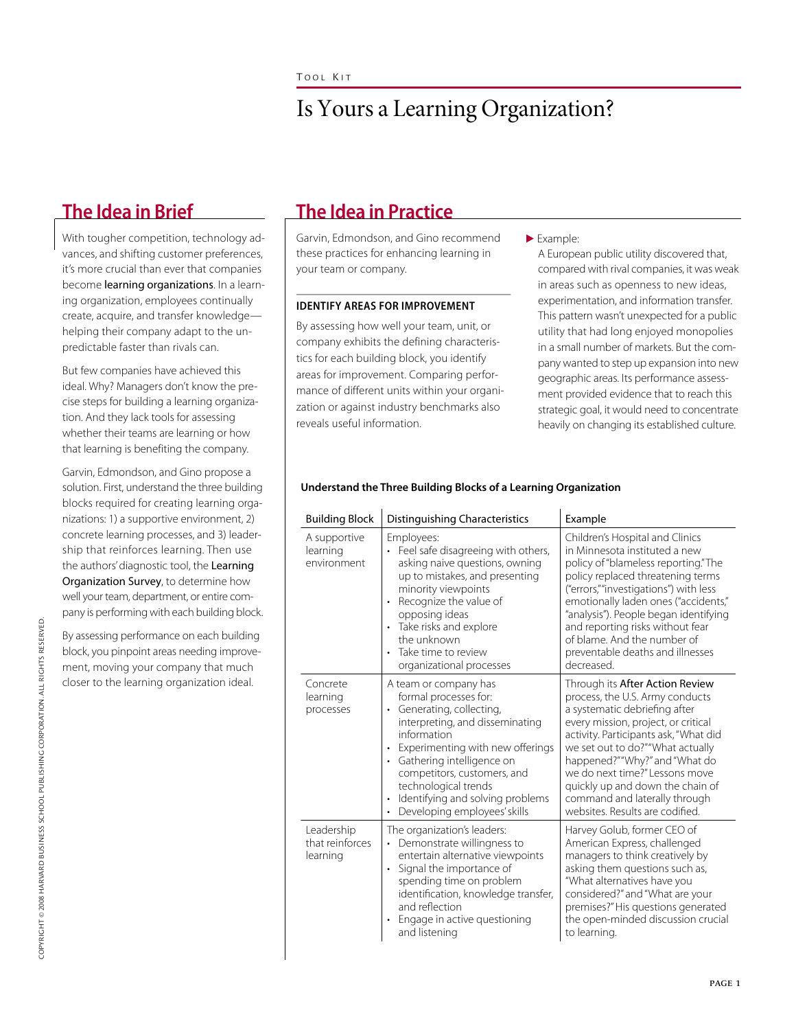TOOL KIT

# Is Yours a Learning Organization?

## The Idea in Brief

With tougher competition, technology advances, and shifting customer preferences, it's more crucial than ever that companies become learning organizations. In a learning organization, employees continually create, acquire, and transfer knowledge—helping their company adapt to the unpredictable faster than rivals can.

But few companies have achieved this ideal. Why? Managers don't know the precise steps for building a learning organization. And they lack tools for assessing whether their teams are learning or how that learning is benefiting the company.

Garvin, Edmondson, and Gino propose a solution. First, understand the three building blocks required for creating learning organizations: 1) a supportive environment, 2) concrete learning processes, and 3) leadership that reinforces learning. Then use the authors' diagnostic tool, the Learning Organization Survey, to determine how well your team, department, or entire company is performing with each building block.

By assessing performance on each building block, you pinpoint areas needing improvement, moving your company that much closer to the learning organization ideal.

## The Idea in Practice

Garvin, Edmondson, and Gino recommend these practices for enhancing learning in your team or company.

### IDENTIFY AREAS FOR IMPROVEMENT

By assessing how well your team, unit, or company exhibits the defining characteristics for each building block, you identify areas for improvement. Comparing performance of different units within your organization or against industry benchmarks also reveals useful information.

▶ Example:

A European public utility discovered that, compared with rival companies, it was weak in areas such as openness to new ideas, experimentation, and information transfer. This pattern wasn't unexpected for a public utility that had long enjoyed monopolies in a small number of markets. But the company wanted to step up expansion into new geographic areas. Its performance assessment provided evidence that to reach this strategic goal, it would need to concentrate heavily on changing its established culture.

**Understand the Three Building Blocks of a Learning Organization**

| Building Block | Distinguishing Characteristics | Example |
|---|---|---|
| A supportive learning environment | Employees: • Feel safe disagreeing with others, asking naive questions, owning up to mistakes, and presenting minority viewpoints • Recognize the value of opposing ideas • Take risks and explore the unknown • Take time to review organizational processes | Children's Hospital and Clinics in Minnesota instituted a new policy of "blameless reporting." The policy replaced threatening terms ("errors," "investigations") with less emotionally laden ones ("accidents," "analysis"). People began identifying and reporting risks without fear of blame. And the number of preventable deaths and illnesses decreased. |
| Concrete learning processes | A team or company has formal processes for: • Generating, collecting, interpreting, and disseminating information • Experimenting with new offerings • Gathering intelligence on competitors, customers, and technological trends • Identifying and solving problems • Developing employees' skills | Through its After Action Review process, the U.S. Army conducts a systematic debriefing after every mission, project, or critical activity. Participants ask, "What did we set out to do?" "What actually happened?" "Why?" and "What do we do next time?" Lessons move quickly up and down the chain of command and laterally through websites. Results are codified. |
| Leadership that reinforces learning | The organization's leaders: • Demonstrate willingness to entertain alternative viewpoints • Signal the importance of spending time on problem identification, knowledge transfer, and reflection • Engage in active questioning and listening | Harvey Golub, former CEO of American Express, challenged managers to think creatively by asking them questions such as, "What alternatives have you considered?" and "What are your premises?" His questions generated the open-minded discussion crucial to learning. |

COPYRIGHT © 2008 HARVARD BUSINESS SCHOOL PUBLISHING CORPORATION. ALL RIGHTS RESERVED.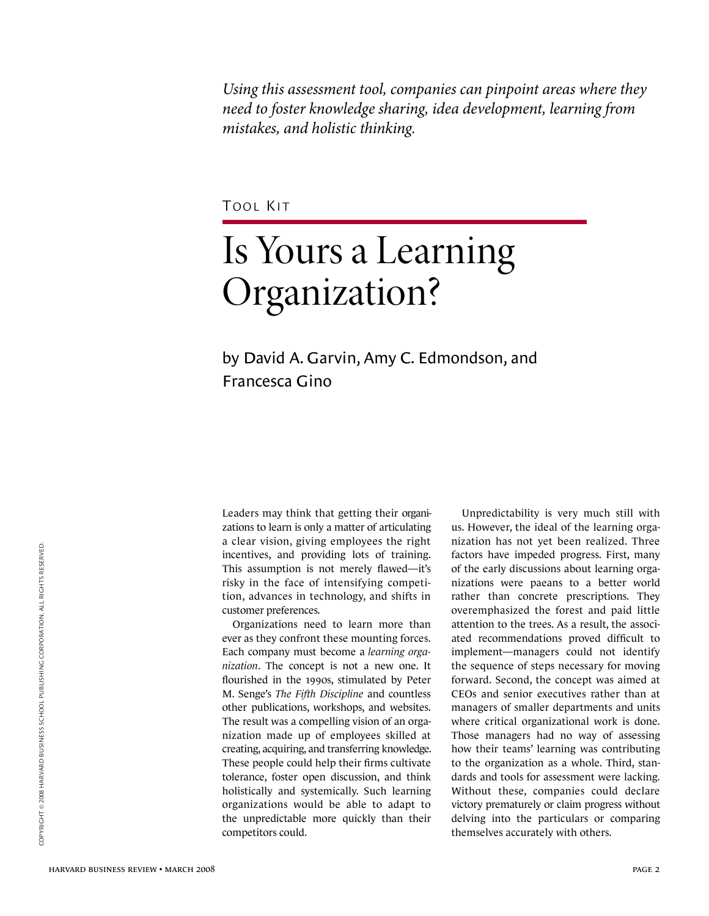*Using this assessment tool, companies can pinpoint areas where they need to foster knowledge sharing, idea development, learning from mistakes, and holistic thinking.*

TOOL KIT

# Is Yours a Learning Organization?

by David A. Garvin, Amy C. Edmondson, and Francesca Gino

Leaders may think that getting their organizations to learn is only a matter of articulating a clear vision, giving employees the right incentives, and providing lots of training. This assumption is not merely flawed—it's risky in the face of intensifying competition, advances in technology, and shifts in customer preferences.

Organizations need to learn more than ever as they confront these mounting forces. Each company must become a *learning organization*. The concept is not a new one. It flourished in the 1990s, stimulated by Peter M. Senge's *The Fifth Discipline* and countless other publications, workshops, and websites. The result was a compelling vision of an organization made up of employees skilled at creating, acquiring, and transferring knowledge. These people could help their firms cultivate tolerance, foster open discussion, and think holistically and systemically. Such learning organizations would be able to adapt to the unpredictable more quickly than their competitors could.

Unpredictability is very much still with us. However, the ideal of the learning organization has not yet been realized. Three factors have impeded progress. First, many of the early discussions about learning organizations were paeans to a better world rather than concrete prescriptions. They overemphasized the forest and paid little attention to the trees. As a result, the associated recommendations proved difficult to implement—managers could not identify the sequence of steps necessary for moving forward. Second, the concept was aimed at CEOs and senior executives rather than at managers of smaller departments and units where critical organizational work is done. Those managers had no way of assessing how their teams' learning was contributing to the organization as a whole. Third, standards and tools for assessment were lacking. Without these, companies could declare victory prematurely or claim progress without delving into the particulars or comparing themselves accurately with others.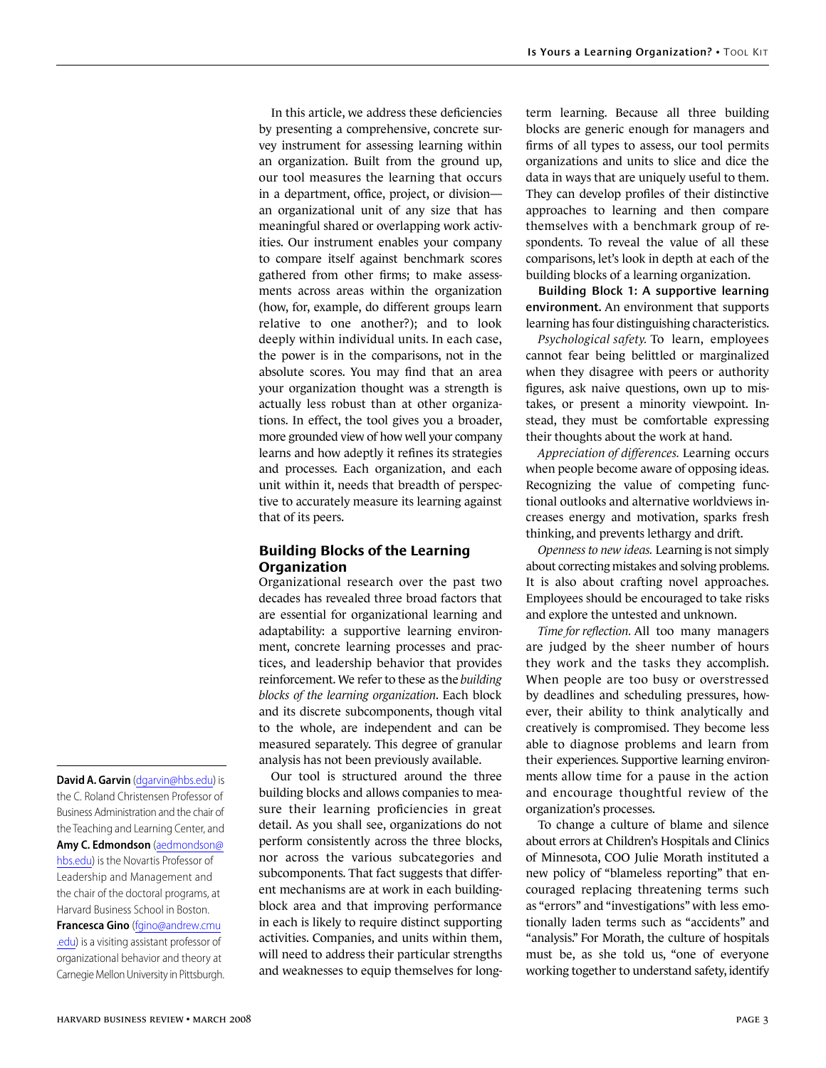In this article, we address these deficiencies by presenting a comprehensive, concrete survey instrument for assessing learning within an organization. Built from the ground up, our tool measures the learning that occurs in a department, office, project, or division—an organizational unit of any size that has meaningful shared or overlapping work activities. Our instrument enables your company to compare itself against benchmark scores gathered from other firms; to make assessments across areas within the organization (how, for, example, do different groups learn relative to one another?); and to look deeply within individual units. In each case, the power is in the comparisons, not in the absolute scores. You may find that an area your organization thought was a strength is actually less robust than at other organizations. In effect, the tool gives you a broader, more grounded view of how well your company learns and how adeptly it refines its strategies and processes. Each organization, and each unit within it, needs that breadth of perspective to accurately measure its learning against that of its peers.

## Building Blocks of the Learning Organization

Organizational research over the past two decades has revealed three broad factors that are essential for organizational learning and adaptability: a supportive learning environment, concrete learning processes and practices, and leadership behavior that provides reinforcement. We refer to these as the *building blocks of the learning organization*. Each block and its discrete subcomponents, though vital to the whole, are independent and can be measured separately. This degree of granular analysis has not been previously available.

Our tool is structured around the three building blocks and allows companies to measure their learning proficiencies in great detail. As you shall see, organizations do not perform consistently across the three blocks, nor across the various subcategories and subcomponents. That fact suggests that different mechanisms are at work in each building-block area and that improving performance in each is likely to require distinct supporting activities. Companies, and units within them, will need to address their particular strengths and weaknesses to equip themselves for long-term learning. Because all three building blocks are generic enough for managers and firms of all types to assess, our tool permits organizations and units to slice and dice the data in ways that are uniquely useful to them. They can develop profiles of their distinctive approaches to learning and then compare themselves with a benchmark group of respondents. To reveal the value of all these comparisons, let's look in depth at each of the building blocks of a learning organization.

**Building Block 1: A supportive learning environment.** An environment that supports learning has four distinguishing characteristics.

*Psychological safety.* To learn, employees cannot fear being belittled or marginalized when they disagree with peers or authority figures, ask naive questions, own up to mistakes, or present a minority viewpoint. Instead, they must be comfortable expressing their thoughts about the work at hand.

*Appreciation of differences.* Learning occurs when people become aware of opposing ideas. Recognizing the value of competing functional outlooks and alternative worldviews increases energy and motivation, sparks fresh thinking, and prevents lethargy and drift.

*Openness to new ideas.* Learning is not simply about correcting mistakes and solving problems. It is also about crafting novel approaches. Employees should be encouraged to take risks and explore the untested and unknown.

*Time for reflection.* All too many managers are judged by the sheer number of hours they work and the tasks they accomplish. When people are too busy or overstressed by deadlines and scheduling pressures, however, their ability to think analytically and creatively is compromised. They become less able to diagnose problems and learn from their experiences. Supportive learning environments allow time for a pause in the action and encourage thoughtful review of the organization's processes.

To change a culture of blame and silence about errors at Children's Hospitals and Clinics of Minnesota, COO Julie Morath instituted a new policy of "blameless reporting" that encouraged replacing threatening terms such as "errors" and "investigations" with less emotionally laden terms such as "accidents" and "analysis." For Morath, the culture of hospitals must be, as she told us, "one of everyone working together to understand safety, identify

---

**David A. Garvin** (dgarvin@hbs.edu) is the C. Roland Christensen Professor of Business Administration and the chair of the Teaching and Learning Center, and **Amy C. Edmondson** (aedmondson@hbs.edu) is the Novartis Professor of Leadership and Management and the chair of the doctoral programs, at Harvard Business School in Boston. **Francesca Gino** (fgino@andrew.cmu.edu) is a visiting assistant professor of organizational behavior and theory at Carnegie Mellon University in Pittsburgh.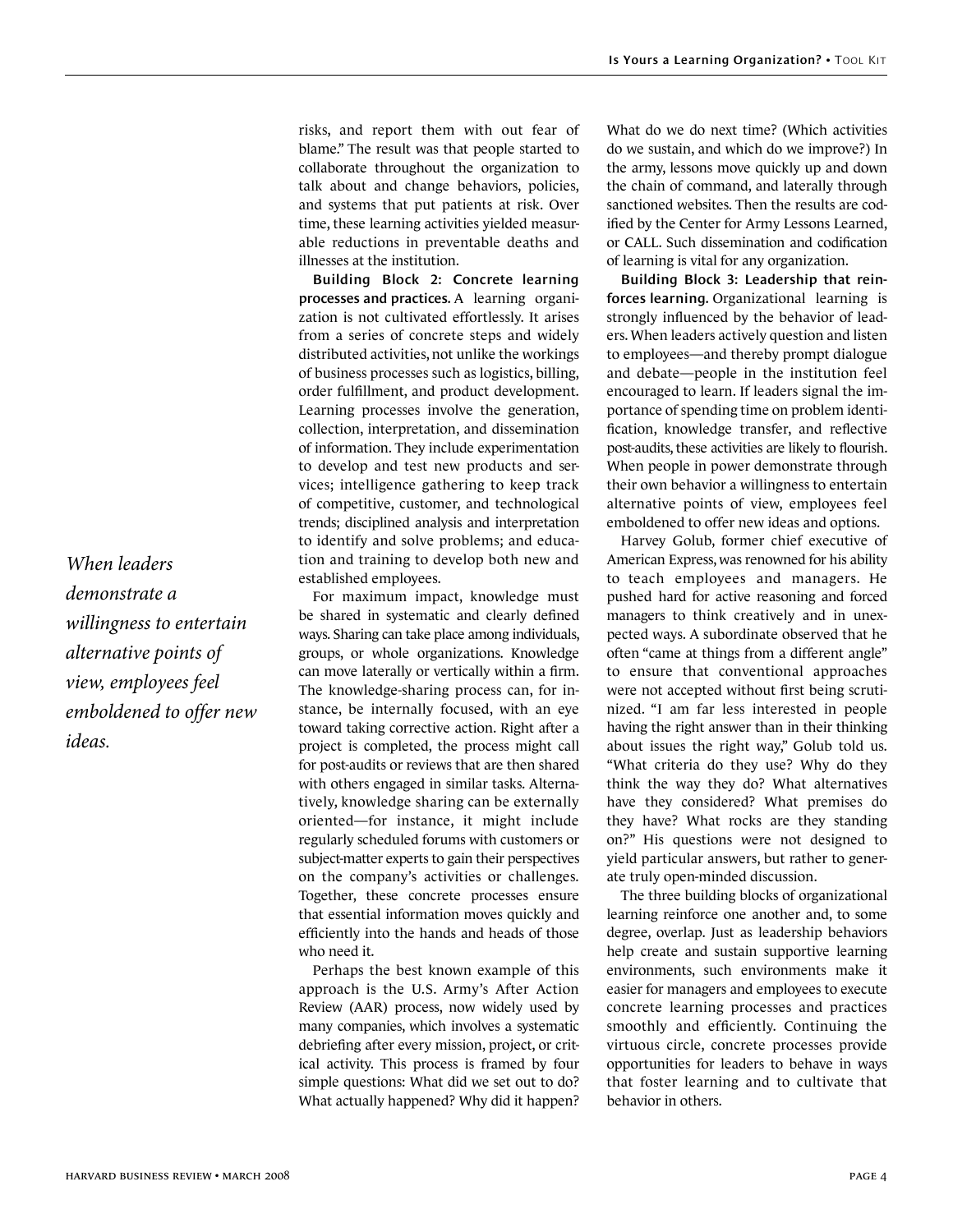risks, and report them with out fear of blame." The result was that people started to collaborate throughout the organization to talk about and change behaviors, policies, and systems that put patients at risk. Over time, these learning activities yielded measurable reductions in preventable deaths and illnesses at the institution.

**Building Block 2: Concrete learning processes and practices.** A learning organization is not cultivated effortlessly. It arises from a series of concrete steps and widely distributed activities, not unlike the workings of business processes such as logistics, billing, order fulfillment, and product development. Learning processes involve the generation, collection, interpretation, and dissemination of information. They include experimentation to develop and test new products and services; intelligence gathering to keep track of competitive, customer, and technological trends; disciplined analysis and interpretation to identify and solve problems; and education and training to develop both new and established employees.

For maximum impact, knowledge must be shared in systematic and clearly defined ways. Sharing can take place among individuals, groups, or whole organizations. Knowledge can move laterally or vertically within a firm. The knowledge-sharing process can, for instance, be internally focused, with an eye toward taking corrective action. Right after a project is completed, the process might call for post-audits or reviews that are then shared with others engaged in similar tasks. Alternatively, knowledge sharing can be externally oriented—for instance, it might include regularly scheduled forums with customers or subject-matter experts to gain their perspectives on the company's activities or challenges. Together, these concrete processes ensure that essential information moves quickly and efficiently into the hands and heads of those who need it.

Perhaps the best known example of this approach is the U.S. Army's After Action Review (AAR) process, now widely used by many companies, which involves a systematic debriefing after every mission, project, or critical activity. This process is framed by four simple questions: What did we set out to do? What actually happened? Why did it happen? What do we do next time? (Which activities do we sustain, and which do we improve?) In the army, lessons move quickly up and down the chain of command, and laterally through sanctioned websites. Then the results are codified by the Center for Army Lessons Learned, or CALL. Such dissemination and codification of learning is vital for any organization.

*When leaders demonstrate a willingness to entertain alternative points of view, employees feel emboldened to offer new ideas.*

**Building Block 3: Leadership that reinforces learning.** Organizational learning is strongly influenced by the behavior of leaders. When leaders actively question and listen to employees—and thereby prompt dialogue and debate—people in the institution feel encouraged to learn. If leaders signal the importance of spending time on problem identification, knowledge transfer, and reflective post-audits, these activities are likely to flourish. When people in power demonstrate through their own behavior a willingness to entertain alternative points of view, employees feel emboldened to offer new ideas and options.

Harvey Golub, former chief executive of American Express, was renowned for his ability to teach employees and managers. He pushed hard for active reasoning and forced managers to think creatively and in unexpected ways. A subordinate observed that he often "came at things from a different angle" to ensure that conventional approaches were not accepted without first being scrutinized. "I am far less interested in people having the right answer than in their thinking about issues the right way," Golub told us. "What criteria do they use? Why do they think the way they do? What alternatives have they considered? What premises do they have? What rocks are they standing on?" His questions were not designed to yield particular answers, but rather to generate truly open-minded discussion.

The three building blocks of organizational learning reinforce one another and, to some degree, overlap. Just as leadership behaviors help create and sustain supportive learning environments, such environments make it easier for managers and employees to execute concrete learning processes and practices smoothly and efficiently. Continuing the virtuous circle, concrete processes provide opportunities for leaders to behave in ways that foster learning and to cultivate that behavior in others.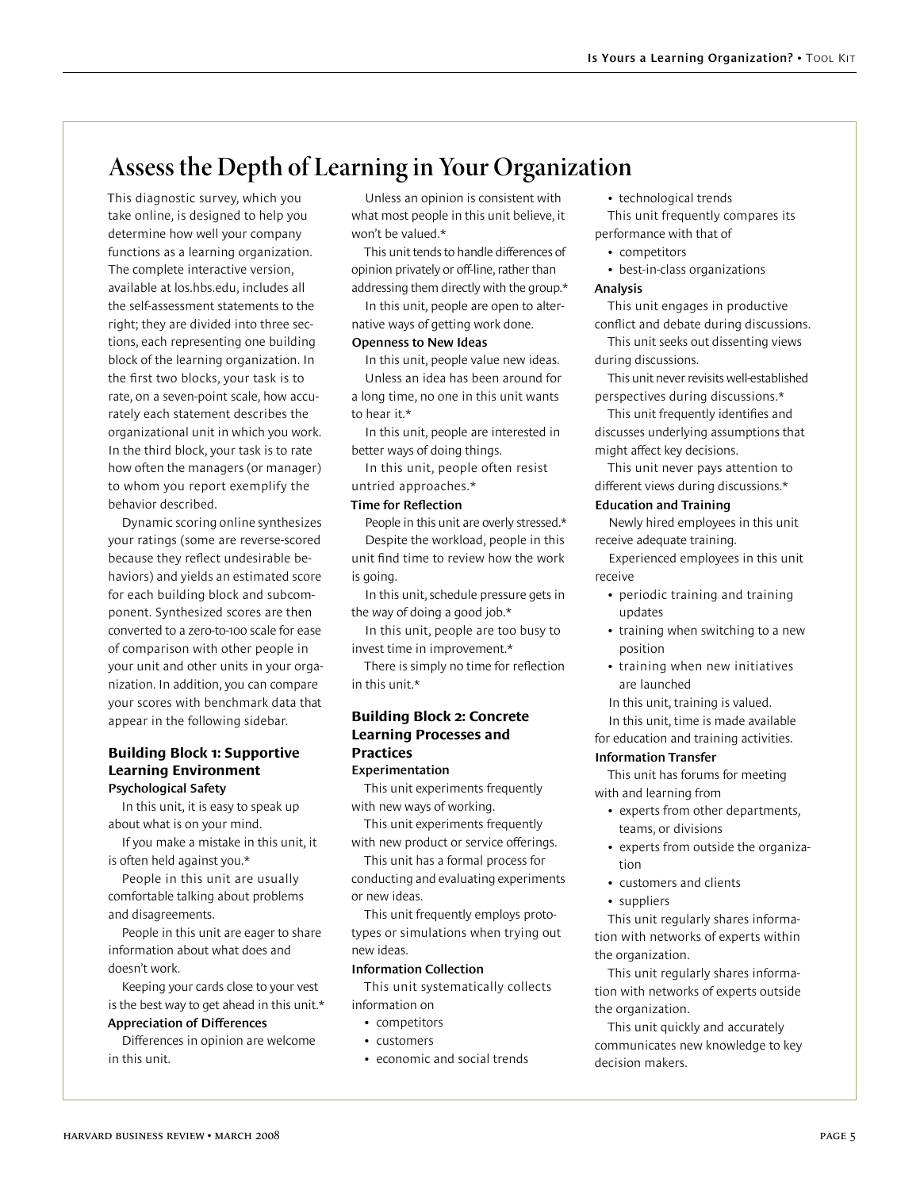# Assess the Depth of Learning in Your Organization

This diagnostic survey, which you take online, is designed to help you determine how well your company functions as a learning organization. The complete interactive version, available at los.hbs.edu, includes all the self-assessment statements to the right; they are divided into three sections, each representing one building block of the learning organization. In the first two blocks, your task is to rate, on a seven-point scale, how accurately each statement describes the organizational unit in which you work. In the third block, your task is to rate how often the managers (or manager) to whom you report exemplify the behavior described.

Dynamic scoring online synthesizes your ratings (some are reverse-scored because they reflect undesirable behaviors) and yields an estimated score for each building block and subcomponent. Synthesized scores are then converted to a zero-to-100 scale for ease of comparison with other people in your unit and other units in your organization. In addition, you can compare your scores with benchmark data that appear in the following sidebar.

### Building Block 1: Supportive Learning Environment

**Psychological Safety**

In this unit, it is easy to speak up about what is on your mind.

If you make a mistake in this unit, it is often held against you.*

People in this unit are usually comfortable talking about problems and disagreements.

People in this unit are eager to share information about what does and doesn't work.

Keeping your cards close to your vest is the best way to get ahead in this unit.*

**Appreciation of Differences**

Differences in opinion are welcome in this unit.

Unless an opinion is consistent with what most people in this unit believe, it won't be valued.*

This unit tends to handle differences of opinion privately or off-line, rather than addressing them directly with the group.*

In this unit, people are open to alternative ways of getting work done.

**Openness to New Ideas**

In this unit, people value new ideas.

Unless an idea has been around for a long time, no one in this unit wants to hear it.*

In this unit, people are interested in better ways of doing things.

In this unit, people often resist untried approaches.*

**Time for Reflection**

People in this unit are overly stressed.*

Despite the workload, people in this unit find time to review how the work is going.

In this unit, schedule pressure gets in the way of doing a good job.*

In this unit, people are too busy to invest time in improvement.*

There is simply no time for reflection in this unit.*

### Building Block 2: Concrete Learning Processes and Practices

**Experimentation**

This unit experiments frequently with new ways of working.

This unit experiments frequently with new product or service offerings.

This unit has a formal process for conducting and evaluating experiments or new ideas.

This unit frequently employs prototypes or simulations when trying out new ideas.

**Information Collection**

This unit systematically collects information on

- competitors
- customers
- economic and social trends
- technological trends

This unit frequently compares its performance with that of

- competitors
- best-in-class organizations

**Analysis**

This unit engages in productive conflict and debate during discussions.

This unit seeks out dissenting views during discussions.

This unit never revisits well-established perspectives during discussions.*

This unit frequently identifies and discusses underlying assumptions that might affect key decisions.

This unit never pays attention to different views during discussions.*

**Education and Training**

Newly hired employees in this unit receive adequate training.

Experienced employees in this unit receive

- periodic training and training updates
- training when switching to a new position
- training when new initiatives are launched

In this unit, training is valued.

In this unit, time is made available for education and training activities.

**Information Transfer**

This unit has forums for meeting with and learning from

- experts from other departments, teams, or divisions
- experts from outside the organization
- customers and clients
- suppliers

This unit regularly shares information with networks of experts within the organization.

This unit regularly shares information with networks of experts outside the organization.

This unit quickly and accurately communicates new knowledge to key decision makers.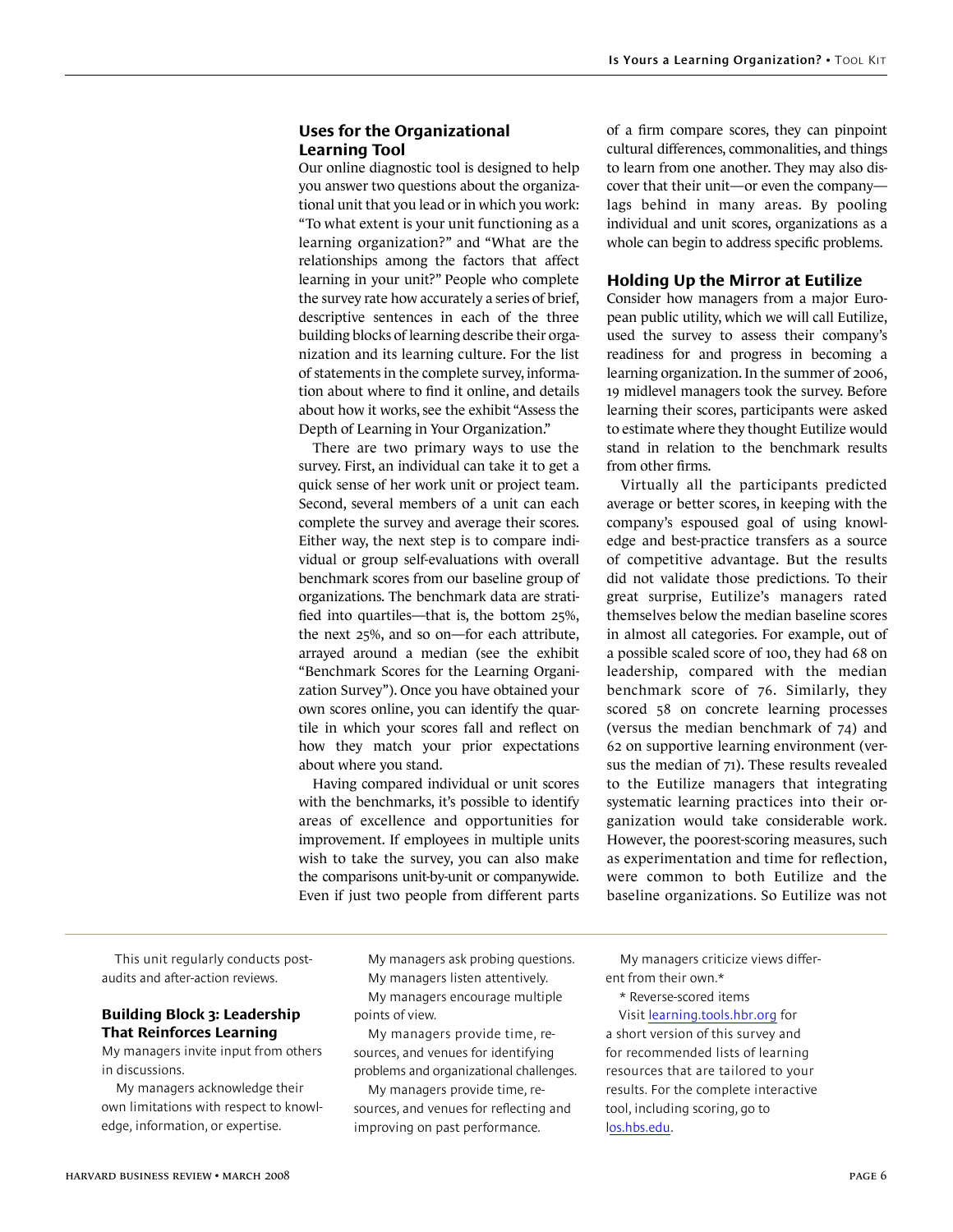## Uses for the Organizational Learning Tool

Our online diagnostic tool is designed to help you answer two questions about the organizational unit that you lead or in which you work: "To what extent is your unit functioning as a learning organization?" and "What are the relationships among the factors that affect learning in your unit?" People who complete the survey rate how accurately a series of brief, descriptive sentences in each of the three building blocks of learning describe their organization and its learning culture. For the list of statements in the complete survey, information about where to find it online, and details about how it works, see the exhibit "Assess the Depth of Learning in Your Organization."

There are two primary ways to use the survey. First, an individual can take it to get a quick sense of her work unit or project team. Second, several members of a unit can each complete the survey and average their scores. Either way, the next step is to compare individual or group self-evaluations with overall benchmark scores from our baseline group of organizations. The benchmark data are stratified into quartiles—that is, the bottom 25%, the next 25%, and so on—for each attribute, arrayed around a median (see the exhibit "Benchmark Scores for the Learning Organization Survey"). Once you have obtained your own scores online, you can identify the quartile in which your scores fall and reflect on how they match your prior expectations about where you stand.

Having compared individual or unit scores with the benchmarks, it's possible to identify areas of excellence and opportunities for improvement. If employees in multiple units wish to take the survey, you can also make the comparisons unit-by-unit or companywide. Even if just two people from different parts of a firm compare scores, they can pinpoint cultural differences, commonalities, and things to learn from one another. They may also discover that their unit—or even the company—lags behind in many areas. By pooling individual and unit scores, organizations as a whole can begin to address specific problems.

## Holding Up the Mirror at Eutilize

Consider how managers from a major European public utility, which we will call Eutilize, used the survey to assess their company's readiness for and progress in becoming a learning organization. In the summer of 2006, 19 midlevel managers took the survey. Before learning their scores, participants were asked to estimate where they thought Eutilize would stand in relation to the benchmark results from other firms.

Virtually all the participants predicted average or better scores, in keeping with the company's espoused goal of using knowledge and best-practice transfers as a source of competitive advantage. But the results did not validate those predictions. To their great surprise, Eutilize's managers rated themselves below the median baseline scores in almost all categories. For example, out of a possible scaled score of 100, they had 68 on leadership, compared with the median benchmark score of 76. Similarly, they scored 58 on concrete learning processes (versus the median benchmark of 74) and 62 on supportive learning environment (versus the median of 71). These results revealed to the Eutilize managers that integrating systematic learning practices into their organization would take considerable work. However, the poorest-scoring measures, such as experimentation and time for reflection, were common to both Eutilize and the baseline organizations. So Eutilize was not

---

This unit regularly conducts post-audits and after-action reviews.

### Building Block 3: Leadership That Reinforces Learning

My managers invite input from others in discussions.

My managers acknowledge their own limitations with respect to knowledge, information, or expertise.

My managers ask probing questions.

My managers listen attentively.

My managers encourage multiple points of view.

My managers provide time, resources, and venues for identifying problems and organizational challenges.

My managers provide time, resources, and venues for reflecting and improving on past performance.

My managers criticize views different from their own.*

\* Reverse-scored items

Visit learning.tools.hbr.org for a short version of this survey and for recommended lists of learning resources that are tailored to your results. For the complete interactive tool, including scoring, go to los.hbs.edu.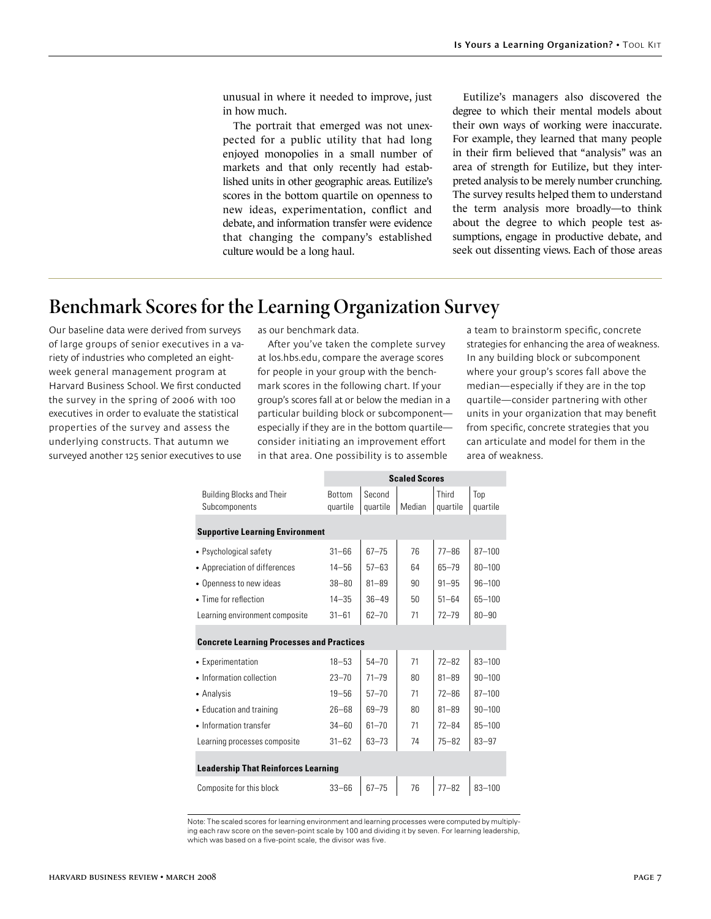unusual in where it needed to improve, just in how much.

The portrait that emerged was not unexpected for a public utility that had long enjoyed monopolies in a small number of markets and that only recently had established units in other geographic areas. Eutilize's scores in the bottom quartile on openness to new ideas, experimentation, conflict and debate, and information transfer were evidence that changing the company's established culture would be a long haul.

Eutilize's managers also discovered the degree to which their mental models about their own ways of working were inaccurate. For example, they learned that many people in their firm believed that "analysis" was an area of strength for Eutilize, but they interpreted analysis to be merely number crunching. The survey results helped them to understand the term analysis more broadly—to think about the degree to which people test assumptions, engage in productive debate, and seek out dissenting views. Each of those areas

## Benchmark Scores for the Learning Organization Survey

Our baseline data were derived from surveys of large groups of senior executives in a variety of industries who completed an eight-week general management program at Harvard Business School. We first conducted the survey in the spring of 2006 with 100 executives in order to evaluate the statistical properties of the survey and assess the underlying constructs. That autumn we surveyed another 125 senior executives to use as our benchmark data.

After you've taken the complete survey at los.hbs.edu, compare the average scores for people in your group with the benchmark scores in the following chart. If your group's scores fall at or below the median in a particular building block or subcomponent—especially if they are in the bottom quartile—consider initiating an improvement effort in that area. One possibility is to assemble a team to brainstorm specific, concrete strategies for enhancing the area of weakness. In any building block or subcomponent where your group's scores fall above the median—especially if they are in the top quartile—consider partnering with other units in your organization that may benefit from specific, concrete strategies that you can articulate and model for them in the area of weakness.

| | Scaled Scores | | | | |
|---|---|---|---|---|---|
| Building Blocks and Their Subcomponents | Bottom quartile | Second quartile | Median | Third quartile | Top quartile |
| **Supportive Learning Environment** | | | | | |
| • Psychological safety | 31–66 | 67–75 | 76 | 77–86 | 87–100 |
| • Appreciation of differences | 14–56 | 57–63 | 64 | 65–79 | 80–100 |
| • Openness to new ideas | 38–80 | 81–89 | 90 | 91–95 | 96–100 |
| • Time for reflection | 14–35 | 36–49 | 50 | 51–64 | 65–100 |
| Learning environment composite | 31–61 | 62–70 | 71 | 72–79 | 80–90 |
| **Concrete Learning Processes and Practices** | | | | | |
| • Experimentation | 18–53 | 54–70 | 71 | 72–82 | 83–100 |
| • Information collection | 23–70 | 71–79 | 80 | 81–89 | 90–100 |
| • Analysis | 19–56 | 57–70 | 71 | 72–86 | 87–100 |
| • Education and training | 26–68 | 69–79 | 80 | 81–89 | 90–100 |
| • Information transfer | 34–60 | 61–70 | 71 | 72–84 | 85–100 |
| Learning processes composite | 31–62 | 63–73 | 74 | 75–82 | 83–97 |
| **Leadership That Reinforces Learning** | | | | | |
| Composite for this block | 33–66 | 67–75 | 76 | 77–82 | 83–100 |

Note: The scaled scores for learning environment and learning processes were computed by multiplying each raw score on the seven-point scale by 100 and dividing it by seven. For learning leadership, which was based on a five-point scale, the divisor was five.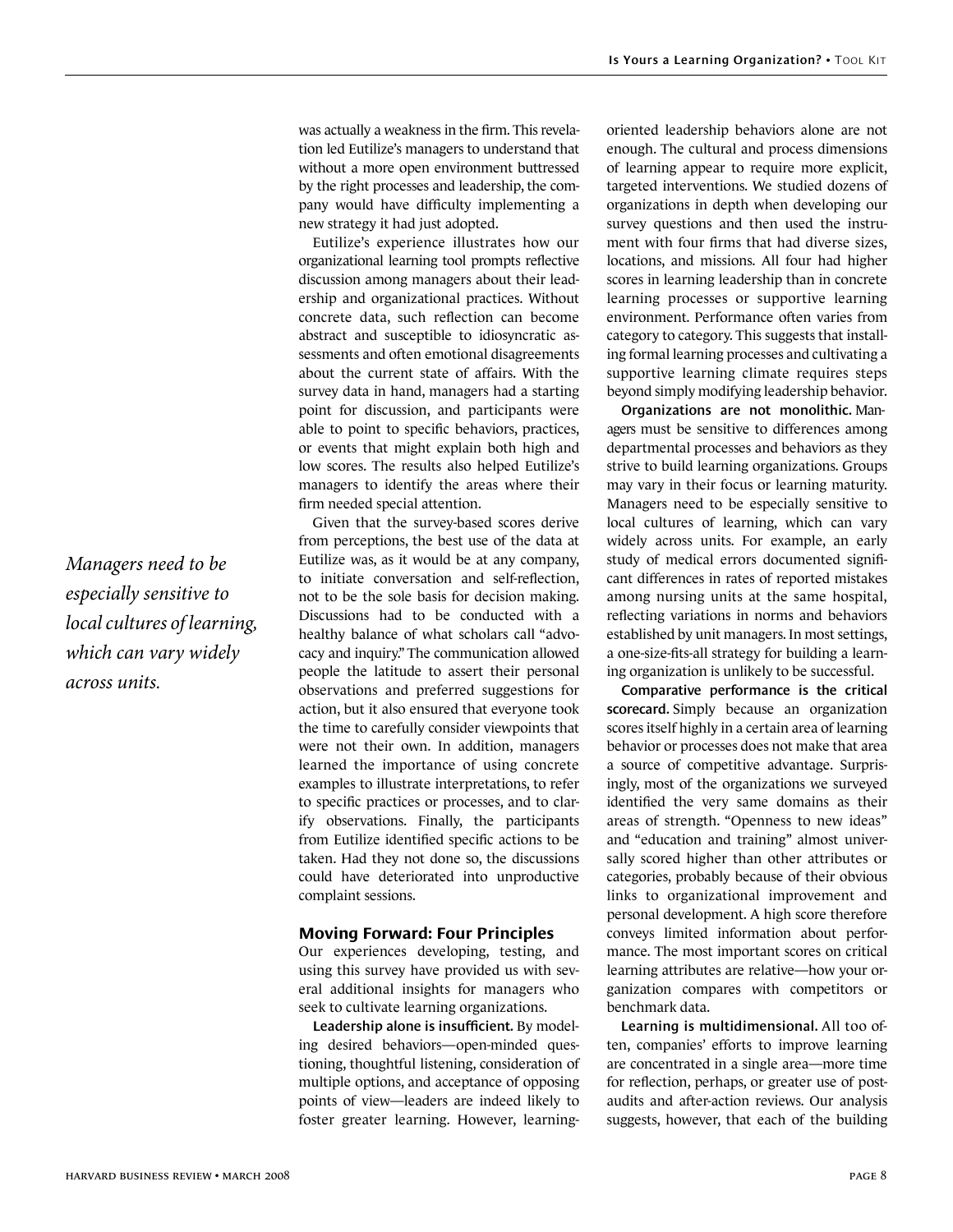was actually a weakness in the firm. This revelation led Eutilize's managers to understand that without a more open environment buttressed by the right processes and leadership, the company would have difficulty implementing a new strategy it had just adopted.

Eutilize's experience illustrates how our organizational learning tool prompts reflective discussion among managers about their leadership and organizational practices. Without concrete data, such reflection can become abstract and susceptible to idiosyncratic assessments and often emotional disagreements about the current state of affairs. With the survey data in hand, managers had a starting point for discussion, and participants were able to point to specific behaviors, practices, or events that might explain both high and low scores. The results also helped Eutilize's managers to identify the areas where their firm needed special attention.

Given that the survey-based scores derive from perceptions, the best use of the data at Eutilize was, as it would be at any company, to initiate conversation and self-reflection, not to be the sole basis for decision making. Discussions had to be conducted with a healthy balance of what scholars call "advocacy and inquiry." The communication allowed people the latitude to assert their personal observations and preferred suggestions for action, but it also ensured that everyone took the time to carefully consider viewpoints that were not their own. In addition, managers learned the importance of using concrete examples to illustrate interpretations, to refer to specific practices or processes, and to clarify observations. Finally, the participants from Eutilize identified specific actions to be taken. Had they not done so, the discussions could have deteriorated into unproductive complaint sessions.

### Moving Forward: Four Principles

Our experiences developing, testing, and using this survey have provided us with several additional insights for managers who seek to cultivate learning organizations.

**Leadership alone is insufficient.** By modeling desired behaviors—open-minded questioning, thoughtful listening, consideration of multiple options, and acceptance of opposing points of view—leaders are indeed likely to foster greater learning. However, learning-oriented leadership behaviors alone are not enough. The cultural and process dimensions of learning appear to require more explicit, targeted interventions. We studied dozens of organizations in depth when developing our survey questions and then used the instrument with four firms that had diverse sizes, locations, and missions. All four had higher scores in learning leadership than in concrete learning processes or supportive learning environment. Performance often varies from category to category. This suggests that installing formal learning processes and cultivating a supportive learning climate requires steps beyond simply modifying leadership behavior.

**Organizations are not monolithic.** Managers must be sensitive to differences among departmental processes and behaviors as they strive to build learning organizations. Groups may vary in their focus or learning maturity. Managers need to be especially sensitive to local cultures of learning, which can vary widely across units. For example, an early study of medical errors documented significant differences in rates of reported mistakes among nursing units at the same hospital, reflecting variations in norms and behaviors established by unit managers. In most settings, a one-size-fits-all strategy for building a learning organization is unlikely to be successful.

*Managers need to be especially sensitive to local cultures of learning, which can vary widely across units.*

**Comparative performance is the critical scorecard.** Simply because an organization scores itself highly in a certain area of learning behavior or processes does not make that area a source of competitive advantage. Surprisingly, most of the organizations we surveyed identified the very same domains as their areas of strength. "Openness to new ideas" and "education and training" almost universally scored higher than other attributes or categories, probably because of their obvious links to organizational improvement and personal development. A high score therefore conveys limited information about performance. The most important scores on critical learning attributes are relative—how your organization compares with competitors or benchmark data.

**Learning is multidimensional.** All too often, companies' efforts to improve learning are concentrated in a single area—more time for reflection, perhaps, or greater use of post-audits and after-action reviews. Our analysis suggests, however, that each of the building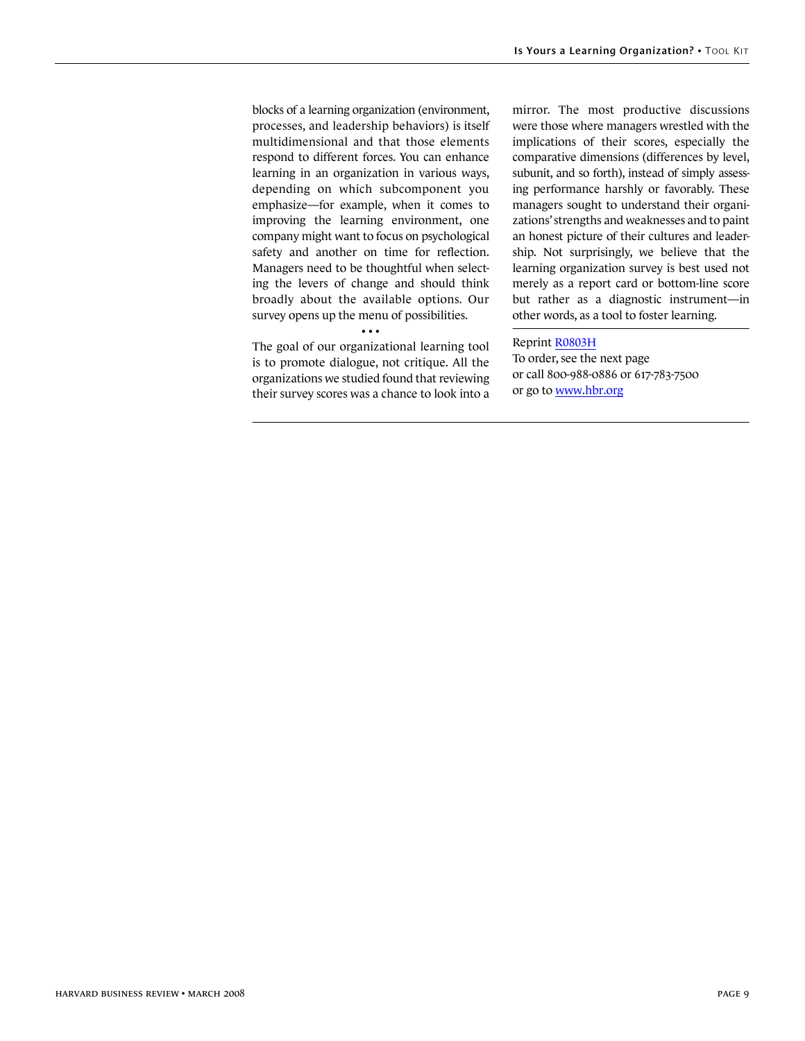blocks of a learning organization (environment, processes, and leadership behaviors) is itself multidimensional and that those elements respond to different forces. You can enhance learning in an organization in various ways, depending on which subcomponent you emphasize—for example, when it comes to improving the learning environment, one company might want to focus on psychological safety and another on time for reflection. Managers need to be thoughtful when selecting the levers of change and should think broadly about the available options. Our survey opens up the menu of possibilities.

• • •

The goal of our organizational learning tool is to promote dialogue, not critique. All the organizations we studied found that reviewing their survey scores was a chance to look into a mirror. The most productive discussions were those where managers wrestled with the implications of their scores, especially the comparative dimensions (differences by level, subunit, and so forth), instead of simply assessing performance harshly or favorably. These managers sought to understand their organizations' strengths and weaknesses and to paint an honest picture of their cultures and leadership. Not surprisingly, we believe that the learning organization survey is best used not merely as a report card or bottom-line score but rather as a diagnostic instrument—in other words, as a tool to foster learning.

Reprint R0803H
To order, see the next page
or call 800-988-0886 or 617-783-7500
or go to www.hbr.org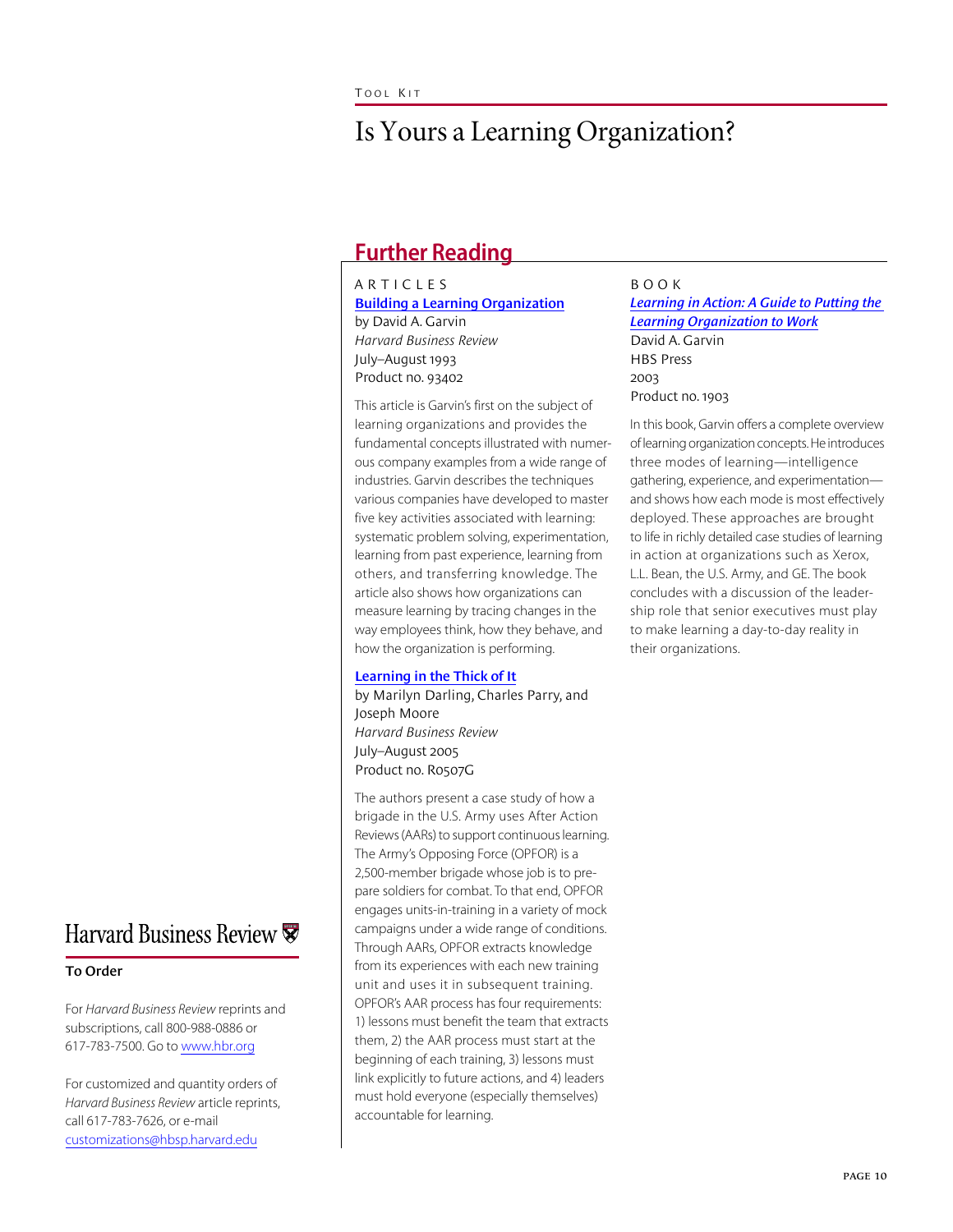# Is Yours a Learning Organization?

## Further Reading

### ARTICLES

**Building a Learning Organization**
by David A. Garvin
*Harvard Business Review*
July–August 1993
Product no. 93402

This article is Garvin's first on the subject of learning organizations and provides the fundamental concepts illustrated with numerous company examples from a wide range of industries. Garvin describes the techniques various companies have developed to master five key activities associated with learning: systematic problem solving, experimentation, learning from past experience, learning from others, and transferring knowledge. The article also shows how organizations can measure learning by tracing changes in the way employees think, how they behave, and how the organization is performing.

**Learning in the Thick of It**
by Marilyn Darling, Charles Parry, and Joseph Moore
*Harvard Business Review*
July–August 2005
Product no. R0507G

The authors present a case study of how a brigade in the U.S. Army uses After Action Reviews (AARs) to support continuous learning. The Army's Opposing Force (OPFOR) is a 2,500-member brigade whose job is to prepare soldiers for combat. To that end, OPFOR engages units-in-training in a variety of mock campaigns under a wide range of conditions. Through AARs, OPFOR extracts knowledge from its experiences with each new training unit and uses it in subsequent training. OPFOR's AAR process has four requirements: 1) lessons must benefit the team that extracts them, 2) the AAR process must start at the beginning of each training, 3) lessons must link explicitly to future actions, and 4) leaders must hold everyone (especially themselves) accountable for learning.

### BOOK

***Learning in Action: A Guide to Putting the Learning Organization to Work***
David A. Garvin
HBS Press
2003
Product no. 1903

In this book, Garvin offers a complete overview of learning organization concepts. He introduces three modes of learning—intelligence gathering, experience, and experimentation—and shows how each mode is most effectively deployed. These approaches are brought to life in richly detailed case studies of learning in action at organizations such as Xerox, L.L. Bean, the U.S. Army, and GE. The book concludes with a discussion of the leadership role that senior executives must play to make learning a day-to-day reality in their organizations.

---

Harvard Business Review

**To Order**

For *Harvard Business Review* reprints and subscriptions, call 800-988-0886 or 617-783-7500. Go to www.hbr.org

For customized and quantity orders of *Harvard Business Review* article reprints, call 617-783-7626, or e-mail customizations@hbsp.harvard.edu